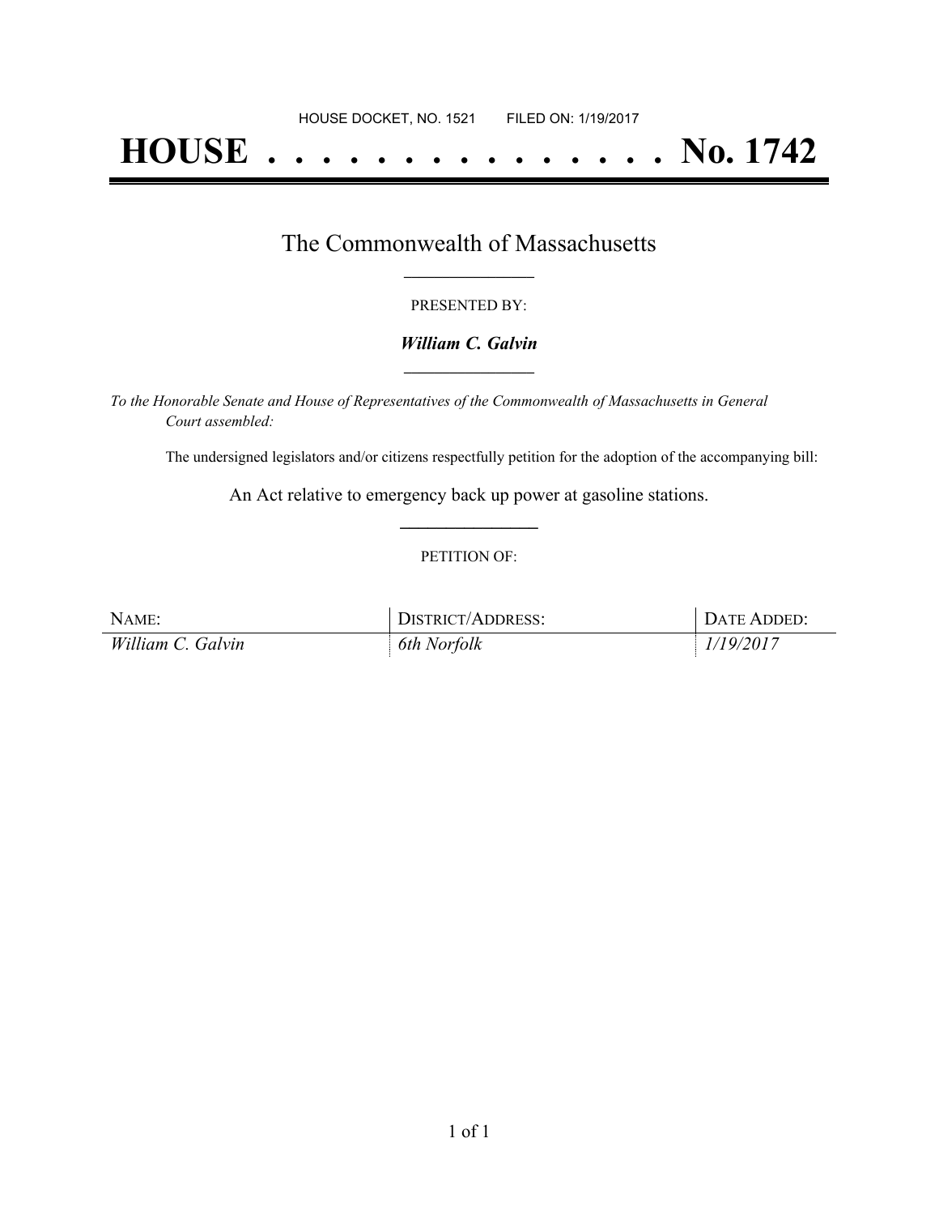HOUSE DOCKET, NO. 1521        FILED ON: 1/19/2017

# HOUSE . . . . . . . . . . . . . . . No. 1742

## The Commonwealth of Massachusetts

PRESENTED BY:

***William C. Galvin***

*To the Honorable Senate and House of Representatives of the Commonwealth of Massachusetts in General Court assembled:*

The undersigned legislators and/or citizens respectfully petition for the adoption of the accompanying bill:

An Act relative to emergency back up power at gasoline stations.

PETITION OF:

| NAME: | DISTRICT/ADDRESS: | DATE ADDED: |
| --- | --- | --- |
| *William C. Galvin* | *6th Norfolk* | *1/19/2017* |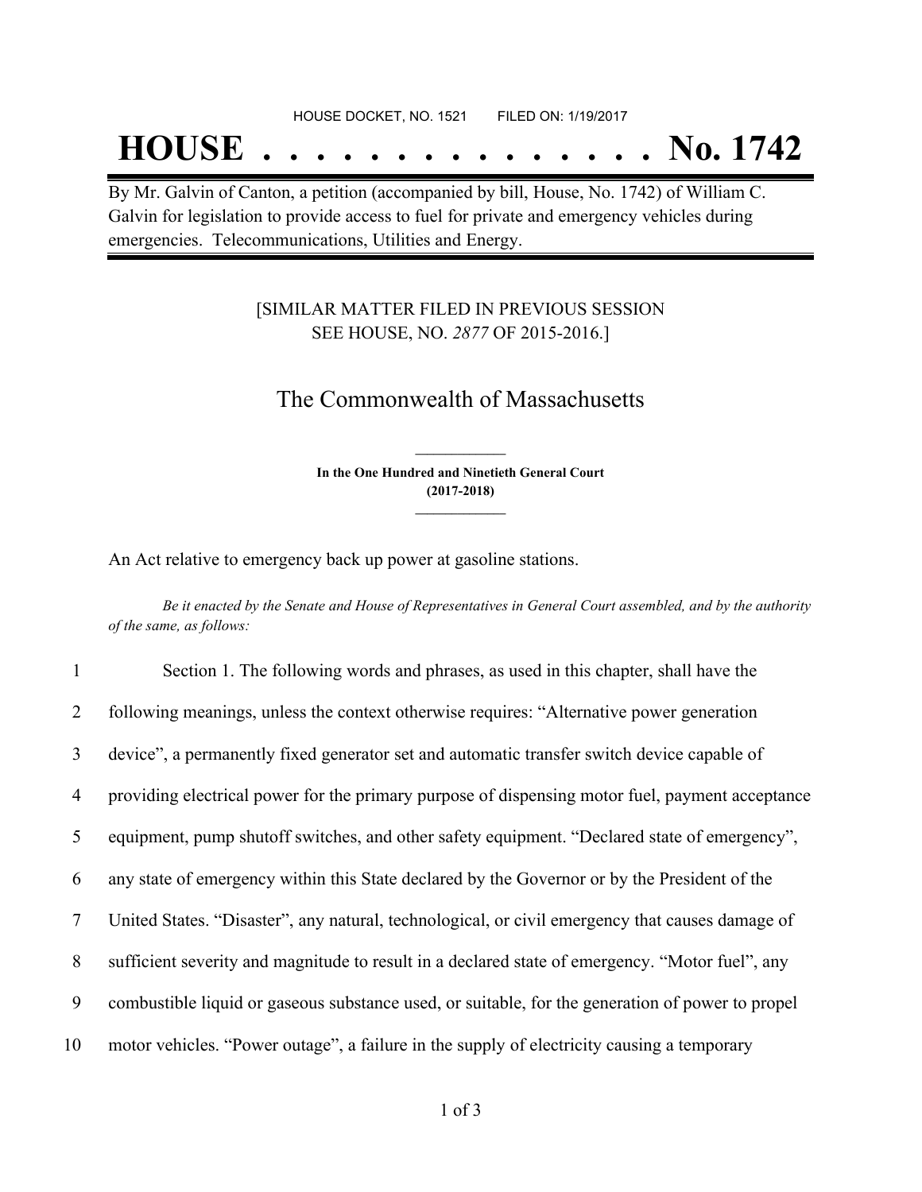HOUSE DOCKET, NO. 1521        FILED ON: 1/19/2017

# HOUSE . . . . . . . . . . . . . . . No. 1742

By Mr. Galvin of Canton, a petition (accompanied by bill, House, No. 1742) of William C. Galvin for legislation to provide access to fuel for private and emergency vehicles during emergencies. Telecommunications, Utilities and Energy.

[SIMILAR MATTER FILED IN PREVIOUS SESSION SEE HOUSE, NO. *2877* OF 2015-2016.]

## The Commonwealth of Massachusetts

**In the One Hundred and Ninetieth General Court (2017-2018)**

An Act relative to emergency back up power at gasoline stations.

*Be it enacted by the Senate and House of Representatives in General Court assembled, and by the authority of the same, as follows:*

1 Section 1. The following words and phrases, as used in this chapter, shall have the
2 following meanings, unless the context otherwise requires: "Alternative power generation
3 device", a permanently fixed generator set and automatic transfer switch device capable of
4 providing electrical power for the primary purpose of dispensing motor fuel, payment acceptance
5 equipment, pump shutoff switches, and other safety equipment. "Declared state of emergency",
6 any state of emergency within this State declared by the Governor or by the President of the
7 United States. "Disaster", any natural, technological, or civil emergency that causes damage of
8 sufficient severity and magnitude to result in a declared state of emergency. "Motor fuel", any
9 combustible liquid or gaseous substance used, or suitable, for the generation of power to propel
10 motor vehicles. "Power outage", a failure in the supply of electricity causing a temporary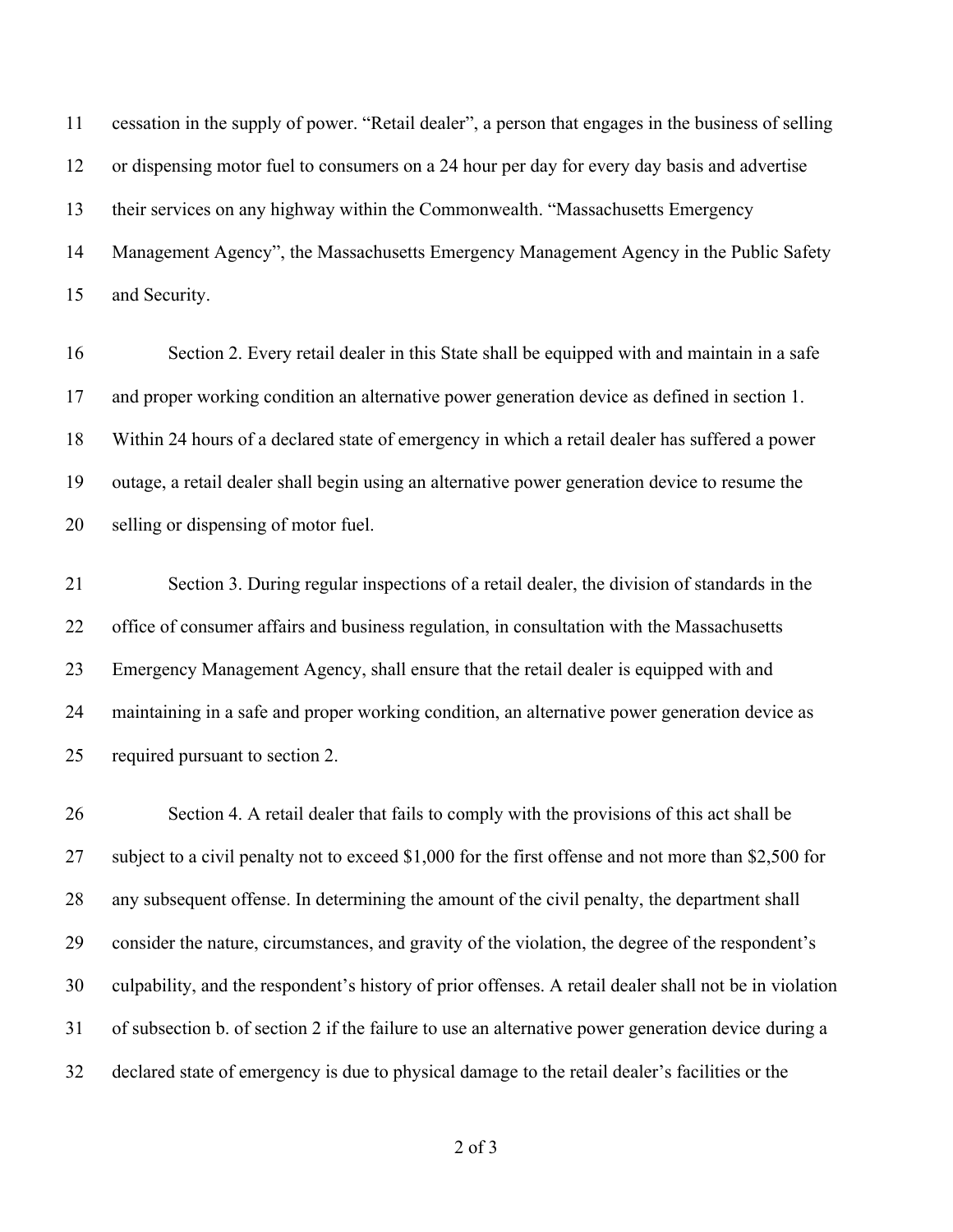cessation in the supply of power. "Retail dealer", a person that engages in the business of selling or dispensing motor fuel to consumers on a 24 hour per day for every day basis and advertise their services on any highway within the Commonwealth. "Massachusetts Emergency Management Agency", the Massachusetts Emergency Management Agency in the Public Safety and Security.

Section 2. Every retail dealer in this State shall be equipped with and maintain in a safe and proper working condition an alternative power generation device as defined in section 1. Within 24 hours of a declared state of emergency in which a retail dealer has suffered a power outage, a retail dealer shall begin using an alternative power generation device to resume the selling or dispensing of motor fuel.

Section 3. During regular inspections of a retail dealer, the division of standards in the office of consumer affairs and business regulation, in consultation with the Massachusetts Emergency Management Agency, shall ensure that the retail dealer is equipped with and maintaining in a safe and proper working condition, an alternative power generation device as required pursuant to section 2.

Section 4. A retail dealer that fails to comply with the provisions of this act shall be subject to a civil penalty not to exceed $1,000 for the first offense and not more than $2,500 for any subsequent offense. In determining the amount of the civil penalty, the department shall consider the nature, circumstances, and gravity of the violation, the degree of the respondent's culpability, and the respondent's history of prior offenses. A retail dealer shall not be in violation of subsection b. of section 2 if the failure to use an alternative power generation device during a declared state of emergency is due to physical damage to the retail dealer's facilities or the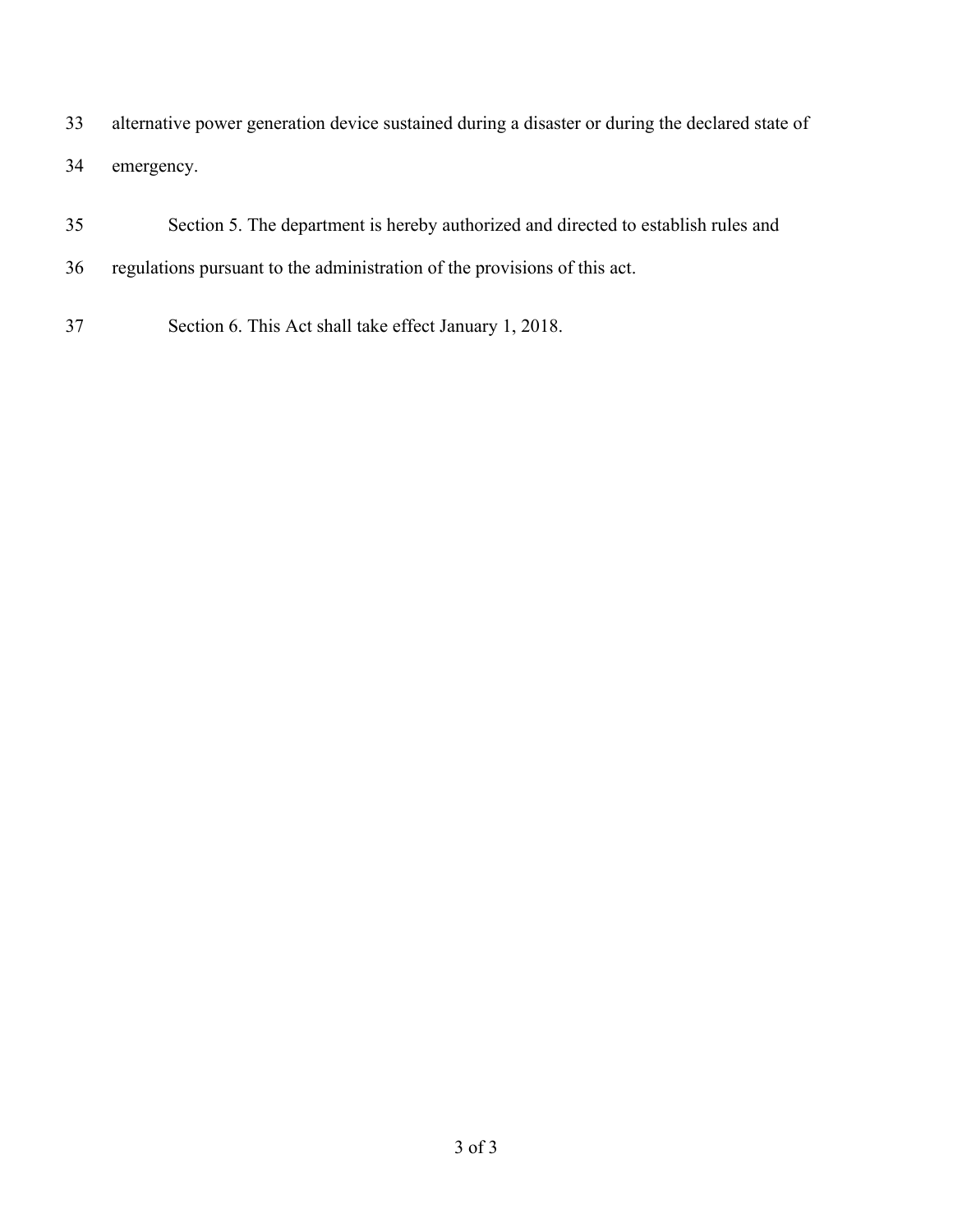alternative power generation device sustained during a disaster or during the declared state of emergency.

Section 5. The department is hereby authorized and directed to establish rules and regulations pursuant to the administration of the provisions of this act.

Section 6. This Act shall take effect January 1, 2018.